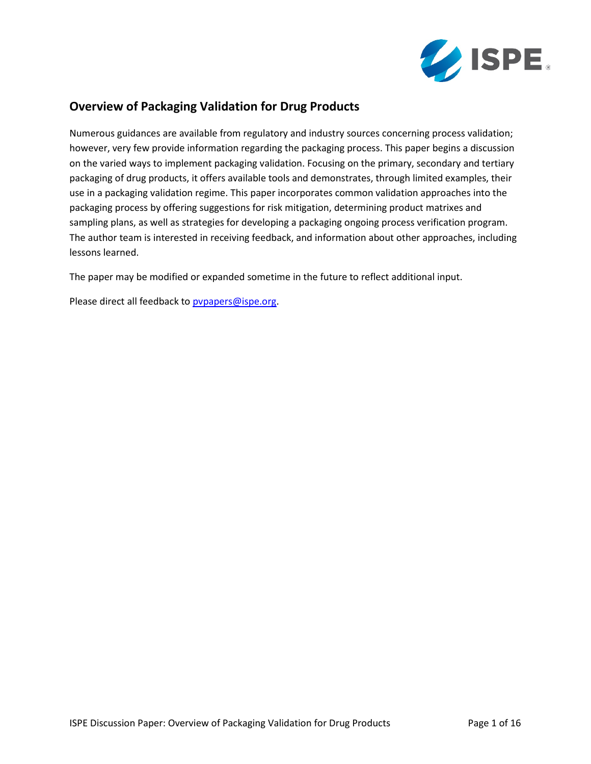# Overview of Packaging Validation for Drug Products

Numerous guidances are available from regulatory and industry sources concerning process validation; however, very few provide information regarding the packaging process. This paper begins a discussion on the varied ways to implement packaging validation. Focusing on the primary, secondary and tertiary packaging of drug products, it offers available tools and demonstrates, through limited examples, their use in a packaging validation regime. This paper incorporates common validation approaches into the packaging process by offering suggestions for risk mitigation, determining product matrixes and sampling plans, as well as strategies for developing a packaging ongoing process verification program. The author team is interested in receiving feedback, and information about other approaches, including lessons learned.

The paper may be modified or expanded sometime in the future to reflect additional input.

Please direct all feedback to pvpapers@ispe.org.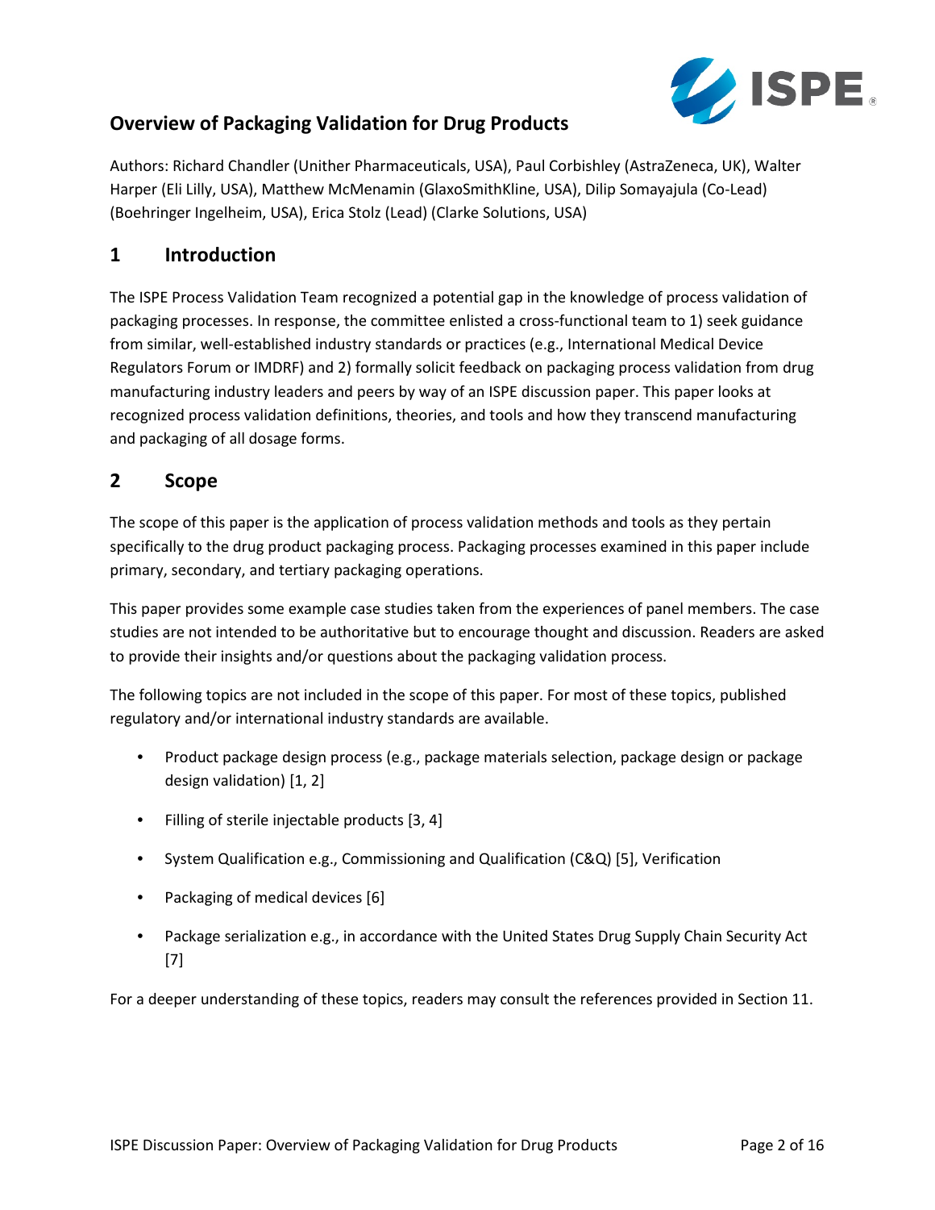# Overview of Packaging Validation for Drug Products

Authors: Richard Chandler (Unither Pharmaceuticals, USA), Paul Corbishley (AstraZeneca, UK), Walter Harper (Eli Lilly, USA), Matthew McMenamin (GlaxoSmithKline, USA), Dilip Somayajula (Co-Lead) (Boehringer Ingelheim, USA), Erica Stolz (Lead) (Clarke Solutions, USA)

## 1 Introduction

The ISPE Process Validation Team recognized a potential gap in the knowledge of process validation of packaging processes. In response, the committee enlisted a cross-functional team to 1) seek guidance from similar, well-established industry standards or practices (e.g., International Medical Device Regulators Forum or IMDRF) and 2) formally solicit feedback on packaging process validation from drug manufacturing industry leaders and peers by way of an ISPE discussion paper. This paper looks at recognized process validation definitions, theories, and tools and how they transcend manufacturing and packaging of all dosage forms.

## 2 Scope

The scope of this paper is the application of process validation methods and tools as they pertain specifically to the drug product packaging process. Packaging processes examined in this paper include primary, secondary, and tertiary packaging operations.

This paper provides some example case studies taken from the experiences of panel members. The case studies are not intended to be authoritative but to encourage thought and discussion. Readers are asked to provide their insights and/or questions about the packaging validation process.

The following topics are not included in the scope of this paper. For most of these topics, published regulatory and/or international industry standards are available.

- Product package design process (e.g., package materials selection, package design or package design validation) [1, 2]
- Filling of sterile injectable products [3, 4]
- System Qualification e.g., Commissioning and Qualification (C&Q) [5], Verification
- Packaging of medical devices [6]
- Package serialization e.g., in accordance with the United States Drug Supply Chain Security Act [7]

For a deeper understanding of these topics, readers may consult the references provided in Section 11.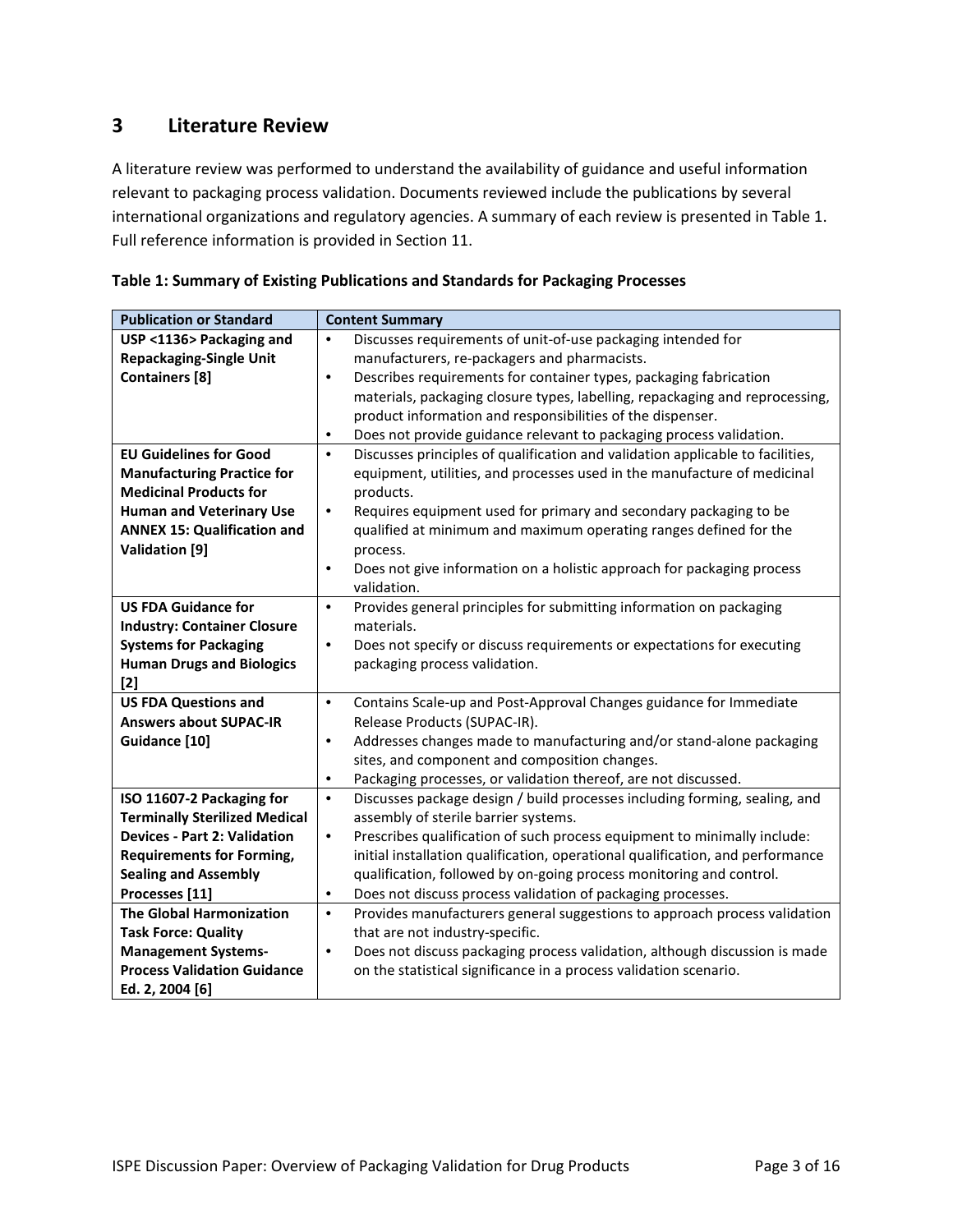## 3 Literature Review

A literature review was performed to understand the availability of guidance and useful information relevant to packaging process validation. Documents reviewed include the publications by several international organizations and regulatory agencies. A summary of each review is presented in Table 1. Full reference information is provided in Section 11.

**Table 1: Summary of Existing Publications and Standards for Packaging Processes**

| Publication or Standard | Content Summary |
|---|---|
| **USP <1136> Packaging and Repackaging-Single Unit Containers [8]** | • Discusses requirements of unit-of-use packaging intended for manufacturers, re-packagers and pharmacists.<br>• Describes requirements for container types, packaging fabrication materials, packaging closure types, labelling, repackaging and reprocessing, product information and responsibilities of the dispenser.<br>• Does not provide guidance relevant to packaging process validation. |
| **EU Guidelines for Good Manufacturing Practice for Medicinal Products for Human and Veterinary Use ANNEX 15: Qualification and Validation [9]** | • Discusses principles of qualification and validation applicable to facilities, equipment, utilities, and processes used in the manufacture of medicinal products.<br>• Requires equipment used for primary and secondary packaging to be qualified at minimum and maximum operating ranges defined for the process.<br>• Does not give information on a holistic approach for packaging process validation. |
| **US FDA Guidance for Industry: Container Closure Systems for Packaging Human Drugs and Biologics [2]** | • Provides general principles for submitting information on packaging materials.<br>• Does not specify or discuss requirements or expectations for executing packaging process validation. |
| **US FDA Questions and Answers about SUPAC-IR Guidance [10]** | • Contains Scale-up and Post-Approval Changes guidance for Immediate Release Products (SUPAC-IR).<br>• Addresses changes made to manufacturing and/or stand-alone packaging sites, and component and composition changes.<br>• Packaging processes, or validation thereof, are not discussed. |
| **ISO 11607-2 Packaging for Terminally Sterilized Medical Devices - Part 2: Validation Requirements for Forming, Sealing and Assembly Processes [11]** | • Discusses package design / build processes including forming, sealing, and assembly of sterile barrier systems.<br>• Prescribes qualification of such process equipment to minimally include: initial installation qualification, operational qualification, and performance qualification, followed by on-going process monitoring and control.<br>• Does not discuss process validation of packaging processes. |
| **The Global Harmonization Task Force: Quality Management Systems-Process Validation Guidance Ed. 2, 2004 [6]** | • Provides manufacturers general suggestions to approach process validation that are not industry-specific.<br>• Does not discuss packaging process validation, although discussion is made on the statistical significance in a process validation scenario. |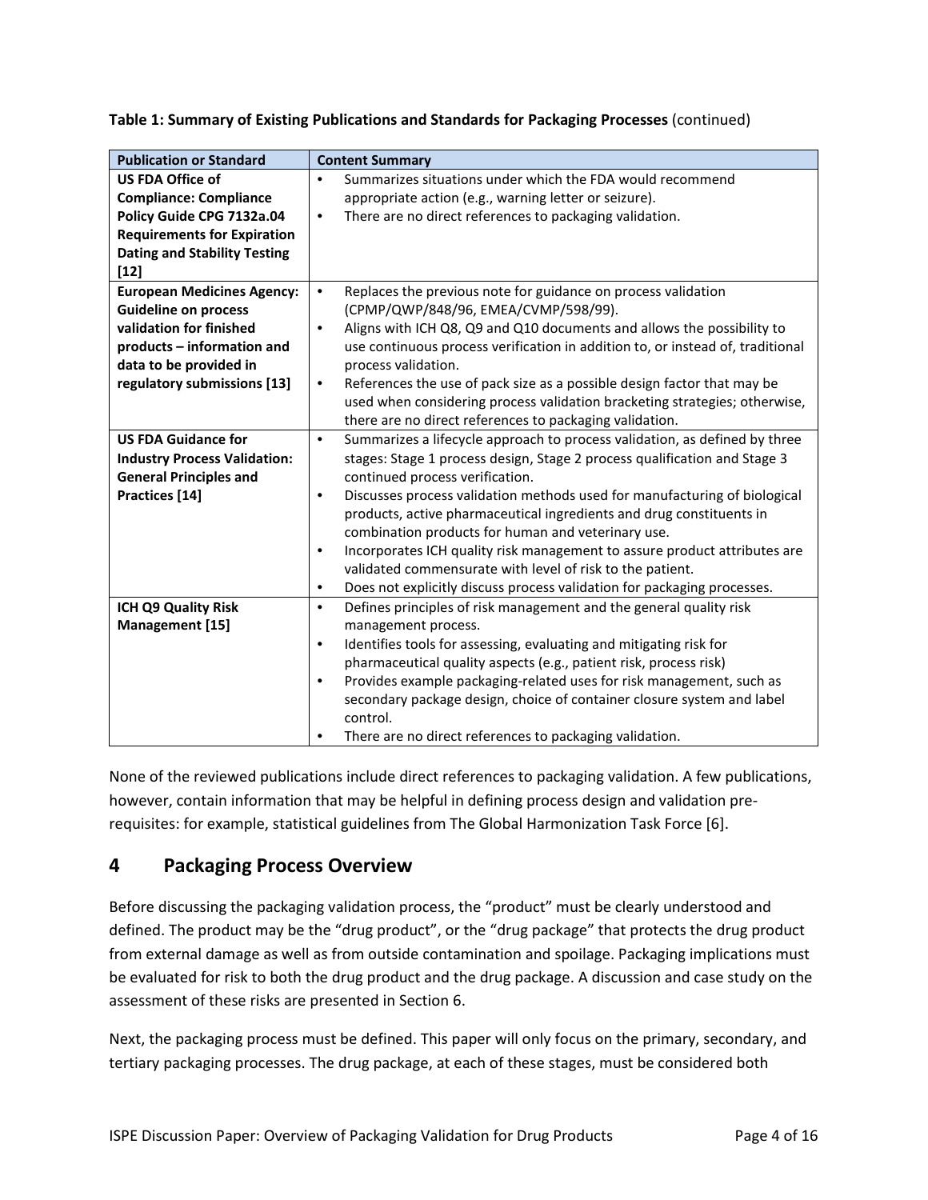**Table 1: Summary of Existing Publications and Standards for Packaging Processes** (continued)

| Publication or Standard | Content Summary |
|---|---|
| **US FDA Office of Compliance: Compliance Policy Guide CPG 7132a.04 Requirements for Expiration Dating and Stability Testing [12]** | • Summarizes situations under which the FDA would recommend appropriate action (e.g., warning letter or seizure).<br>• There are no direct references to packaging validation. |
| **European Medicines Agency: Guideline on process validation for finished products – information and data to be provided in regulatory submissions [13]** | • Replaces the previous note for guidance on process validation (CPMP/QWP/848/96, EMEA/CVMP/598/99).<br>• Aligns with ICH Q8, Q9 and Q10 documents and allows the possibility to use continuous process verification in addition to, or instead of, traditional process validation.<br>• References the use of pack size as a possible design factor that may be used when considering process validation bracketing strategies; otherwise, there are no direct references to packaging validation. |
| **US FDA Guidance for Industry Process Validation: General Principles and Practices [14]** | • Summarizes a lifecycle approach to process validation, as defined by three stages: Stage 1 process design, Stage 2 process qualification and Stage 3 continued process verification.<br>• Discusses process validation methods used for manufacturing of biological products, active pharmaceutical ingredients and drug constituents in combination products for human and veterinary use.<br>• Incorporates ICH quality risk management to assure product attributes are validated commensurate with level of risk to the patient.<br>• Does not explicitly discuss process validation for packaging processes. |
| **ICH Q9 Quality Risk Management [15]** | • Defines principles of risk management and the general quality risk management process.<br>• Identifies tools for assessing, evaluating and mitigating risk for pharmaceutical quality aspects (e.g., patient risk, process risk)<br>• Provides example packaging-related uses for risk management, such as secondary package design, choice of container closure system and label control.<br>• There are no direct references to packaging validation. |

None of the reviewed publications include direct references to packaging validation. A few publications, however, contain information that may be helpful in defining process design and validation pre-requisites: for example, statistical guidelines from The Global Harmonization Task Force [6].

## 4 Packaging Process Overview

Before discussing the packaging validation process, the "product" must be clearly understood and defined. The product may be the "drug product", or the "drug package" that protects the drug product from external damage as well as from outside contamination and spoilage. Packaging implications must be evaluated for risk to both the drug product and the drug package. A discussion and case study on the assessment of these risks are presented in Section 6.

Next, the packaging process must be defined. This paper will only focus on the primary, secondary, and tertiary packaging processes. The drug package, at each of these stages, must be considered both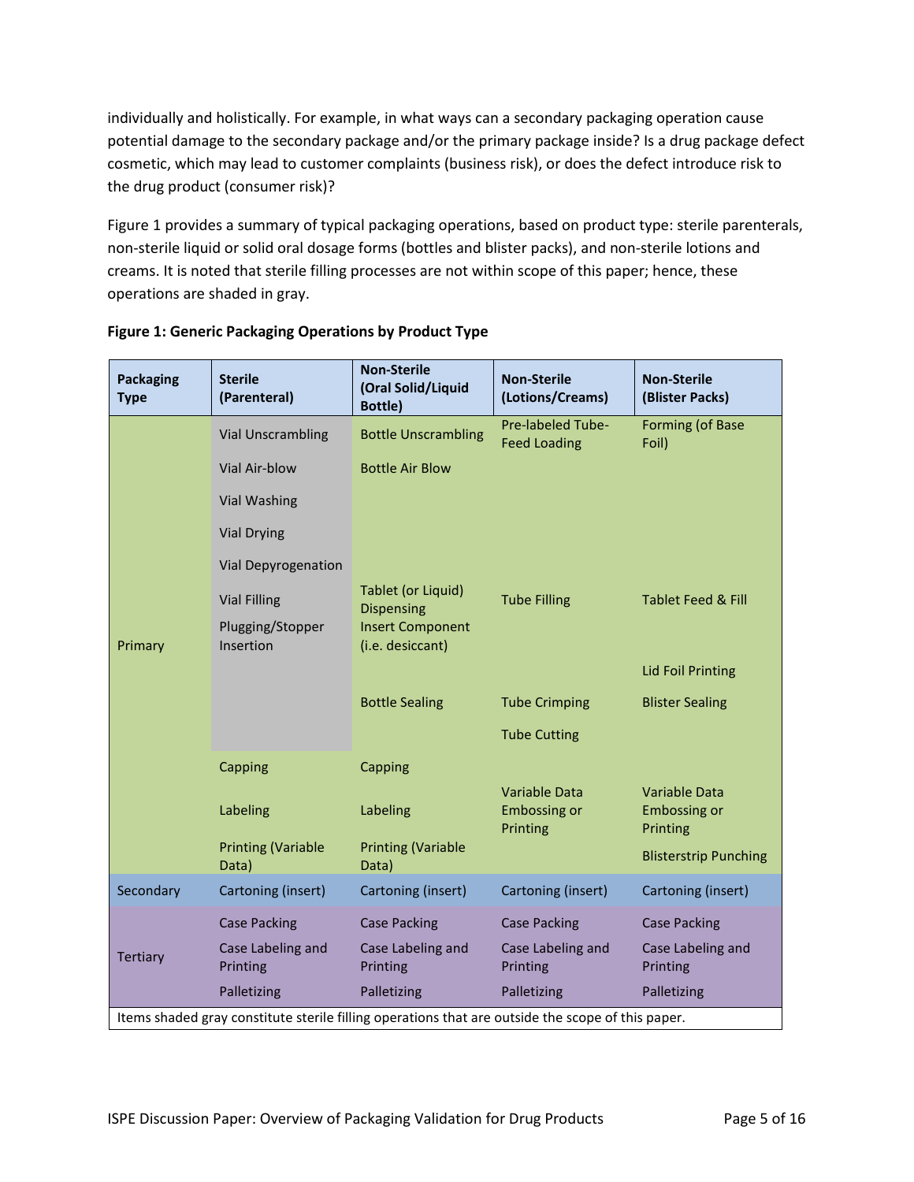individually and holistically. For example, in what ways can a secondary packaging operation cause potential damage to the secondary package and/or the primary package inside? Is a drug package defect cosmetic, which may lead to customer complaints (business risk), or does the defect introduce risk to the drug product (consumer risk)?

Figure 1 provides a summary of typical packaging operations, based on product type: sterile parenterals, non-sterile liquid or solid oral dosage forms (bottles and blister packs), and non-sterile lotions and creams. It is noted that sterile filling processes are not within scope of this paper; hence, these operations are shaded in gray.

**Figure 1: Generic Packaging Operations by Product Type**

| Packaging Type | Sterile (Parenteral) | Non-Sterile (Oral Solid/Liquid Bottle) | Non-Sterile (Lotions/Creams) | Non-Sterile (Blister Packs) |
|---|---|---|---|---|
| Primary | Vial Unscrambling | Bottle Unscrambling | Pre-labeled Tube-Feed Loading | Forming (of Base Foil) |
| | Vial Air-blow | Bottle Air Blow | | |
| | Vial Washing | | | |
| | Vial Drying | | | |
| | Vial Depyrogenation | | | |
| | Vial Filling | Tablet (or Liquid) Dispensing | Tube Filling | Tablet Feed & Fill |
| | Plugging/Stopper Insertion | Insert Component (i.e. desiccant) | | |
| | | | | Lid Foil Printing |
| | | Bottle Sealing | Tube Crimping | Blister Sealing |
| | | | Tube Cutting | |
| | Capping | Capping | | |
| | Labeling | Labeling | Variable Data Embossing or Printing | Variable Data Embossing or Printing |
| | Printing (Variable Data) | Printing (Variable Data) | | Blisterstrip Punching |
| Secondary | Cartoning (insert) | Cartoning (insert) | Cartoning (insert) | Cartoning (insert) |
| Tertiary | Case Packing | Case Packing | Case Packing | Case Packing |
| | Case Labeling and Printing | Case Labeling and Printing | Case Labeling and Printing | Case Labeling and Printing |
| | Palletizing | Palletizing | Palletizing | Palletizing |

Items shaded gray constitute sterile filling operations that are outside the scope of this paper.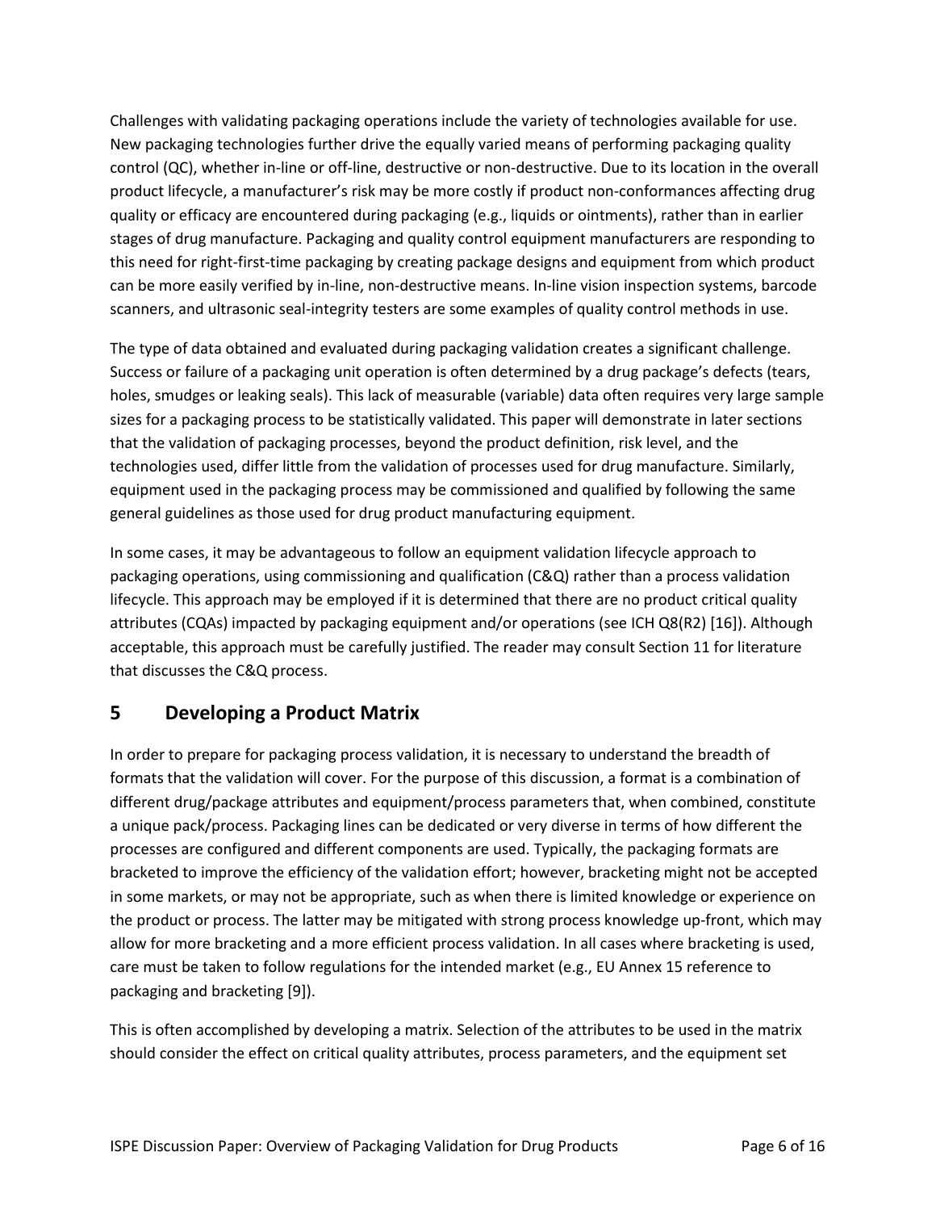Challenges with validating packaging operations include the variety of technologies available for use. New packaging technologies further drive the equally varied means of performing packaging quality control (QC), whether in-line or off-line, destructive or non-destructive. Due to its location in the overall product lifecycle, a manufacturer's risk may be more costly if product non-conformances affecting drug quality or efficacy are encountered during packaging (e.g., liquids or ointments), rather than in earlier stages of drug manufacture. Packaging and quality control equipment manufacturers are responding to this need for right-first-time packaging by creating package designs and equipment from which product can be more easily verified by in-line, non-destructive means. In-line vision inspection systems, barcode scanners, and ultrasonic seal-integrity testers are some examples of quality control methods in use.

The type of data obtained and evaluated during packaging validation creates a significant challenge. Success or failure of a packaging unit operation is often determined by a drug package's defects (tears, holes, smudges or leaking seals). This lack of measurable (variable) data often requires very large sample sizes for a packaging process to be statistically validated. This paper will demonstrate in later sections that the validation of packaging processes, beyond the product definition, risk level, and the technologies used, differ little from the validation of processes used for drug manufacture. Similarly, equipment used in the packaging process may be commissioned and qualified by following the same general guidelines as those used for drug product manufacturing equipment.

In some cases, it may be advantageous to follow an equipment validation lifecycle approach to packaging operations, using commissioning and qualification (C&Q) rather than a process validation lifecycle. This approach may be employed if it is determined that there are no product critical quality attributes (CQAs) impacted by packaging equipment and/or operations (see ICH Q8(R2) [16]). Although acceptable, this approach must be carefully justified. The reader may consult Section 11 for literature that discusses the C&Q process.

## 5 Developing a Product Matrix

In order to prepare for packaging process validation, it is necessary to understand the breadth of formats that the validation will cover. For the purpose of this discussion, a format is a combination of different drug/package attributes and equipment/process parameters that, when combined, constitute a unique pack/process. Packaging lines can be dedicated or very diverse in terms of how different the processes are configured and different components are used. Typically, the packaging formats are bracketed to improve the efficiency of the validation effort; however, bracketing might not be accepted in some markets, or may not be appropriate, such as when there is limited knowledge or experience on the product or process. The latter may be mitigated with strong process knowledge up-front, which may allow for more bracketing and a more efficient process validation. In all cases where bracketing is used, care must be taken to follow regulations for the intended market (e.g., EU Annex 15 reference to packaging and bracketing [9]).

This is often accomplished by developing a matrix. Selection of the attributes to be used in the matrix should consider the effect on critical quality attributes, process parameters, and the equipment set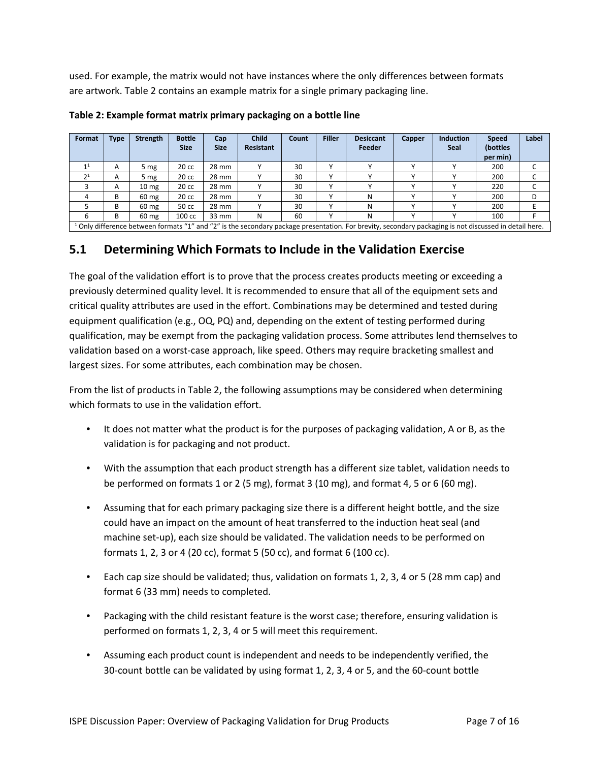used. For example, the matrix would not have instances where the only differences between formats are artwork. Table 2 contains an example matrix for a single primary packaging line.

**Table 2: Example format matrix primary packaging on a bottle line**

| Format | Type | Strength | Bottle Size | Cap Size | Child Resistant | Count | Filler | Desiccant Feeder | Capper | Induction Seal | Speed (bottles per min) | Label |
|---|---|---|---|---|---|---|---|---|---|---|---|---|
| 1[1] | A | 5 mg | 20 cc | 28 mm | Y | 30 | Y | Y | Y | Y | 200 | C |
| 2[1] | A | 5 mg | 20 cc | 28 mm | Y | 30 | Y | Y | Y | Y | 200 | C |
| 3 | A | 10 mg | 20 cc | 28 mm | Y | 30 | Y | Y | Y | Y | 220 | C |
| 4 | B | 60 mg | 20 cc | 28 mm | Y | 30 | Y | N | Y | Y | 200 | D |
| 5 | B | 60 mg | 50 cc | 28 mm | Y | 30 | Y | N | Y | Y | 200 | E |
| 6 | B | 60 mg | 100 cc | 33 mm | N | 60 | Y | N | Y | Y | 100 | F |

[1] Only difference between formats "1" and "2" is the secondary package presentation. For brevity, secondary packaging is not discussed in detail here.

## 5.1 Determining Which Formats to Include in the Validation Exercise

The goal of the validation effort is to prove that the process creates products meeting or exceeding a previously determined quality level. It is recommended to ensure that all of the equipment sets and critical quality attributes are used in the effort. Combinations may be determined and tested during equipment qualification (e.g., OQ, PQ) and, depending on the extent of testing performed during qualification, may be exempt from the packaging validation process. Some attributes lend themselves to validation based on a worst-case approach, like speed. Others may require bracketing smallest and largest sizes. For some attributes, each combination may be chosen.

From the list of products in Table 2, the following assumptions may be considered when determining which formats to use in the validation effort.

- It does not matter what the product is for the purposes of packaging validation, A or B, as the validation is for packaging and not product.

- With the assumption that each product strength has a different size tablet, validation needs to be performed on formats 1 or 2 (5 mg), format 3 (10 mg), and format 4, 5 or 6 (60 mg).

- Assuming that for each primary packaging size there is a different height bottle, and the size could have an impact on the amount of heat transferred to the induction heat seal (and machine set-up), each size should be validated. The validation needs to be performed on formats 1, 2, 3 or 4 (20 cc), format 5 (50 cc), and format 6 (100 cc).

- Each cap size should be validated; thus, validation on formats 1, 2, 3, 4 or 5 (28 mm cap) and format 6 (33 mm) needs to completed.

- Packaging with the child resistant feature is the worst case; therefore, ensuring validation is performed on formats 1, 2, 3, 4 or 5 will meet this requirement.

- Assuming each product count is independent and needs to be independently verified, the 30-count bottle can be validated by using format 1, 2, 3, 4 or 5, and the 60-count bottle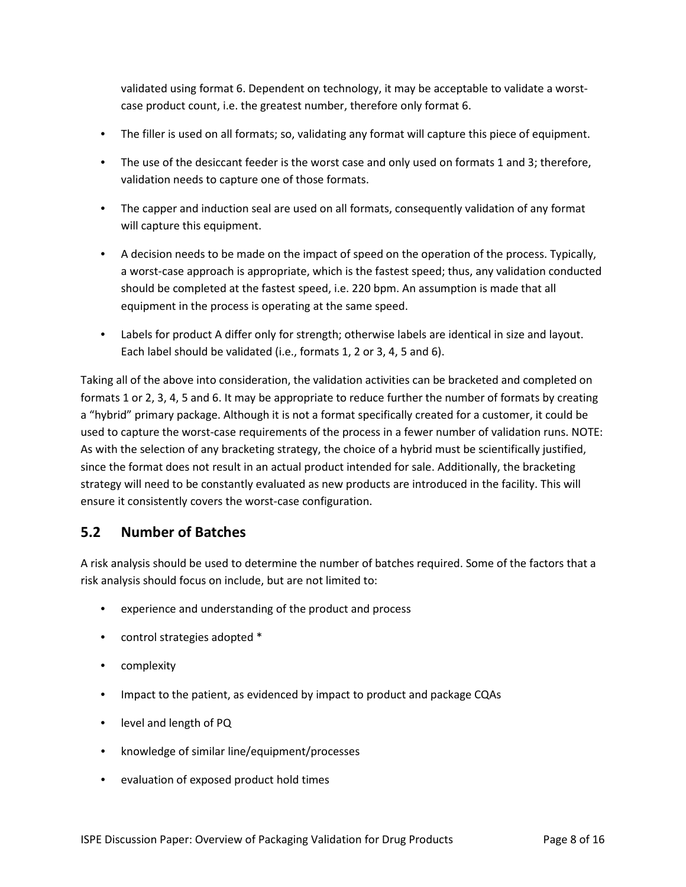validated using format 6. Dependent on technology, it may be acceptable to validate a worst-case product count, i.e. the greatest number, therefore only format 6.

- The filler is used on all formats; so, validating any format will capture this piece of equipment.
- The use of the desiccant feeder is the worst case and only used on formats 1 and 3; therefore, validation needs to capture one of those formats.
- The capper and induction seal are used on all formats, consequently validation of any format will capture this equipment.
- A decision needs to be made on the impact of speed on the operation of the process. Typically, a worst-case approach is appropriate, which is the fastest speed; thus, any validation conducted should be completed at the fastest speed, i.e. 220 bpm. An assumption is made that all equipment in the process is operating at the same speed.
- Labels for product A differ only for strength; otherwise labels are identical in size and layout. Each label should be validated (i.e., formats 1, 2 or 3, 4, 5 and 6).

Taking all of the above into consideration, the validation activities can be bracketed and completed on formats 1 or 2, 3, 4, 5 and 6. It may be appropriate to reduce further the number of formats by creating a "hybrid" primary package. Although it is not a format specifically created for a customer, it could be used to capture the worst-case requirements of the process in a fewer number of validation runs. NOTE: As with the selection of any bracketing strategy, the choice of a hybrid must be scientifically justified, since the format does not result in an actual product intended for sale. Additionally, the bracketing strategy will need to be constantly evaluated as new products are introduced in the facility. This will ensure it consistently covers the worst-case configuration.

## 5.2 Number of Batches

A risk analysis should be used to determine the number of batches required. Some of the factors that a risk analysis should focus on include, but are not limited to:

- experience and understanding of the product and process
- control strategies adopted *
- complexity
- Impact to the patient, as evidenced by impact to product and package CQAs
- level and length of PQ
- knowledge of similar line/equipment/processes
- evaluation of exposed product hold times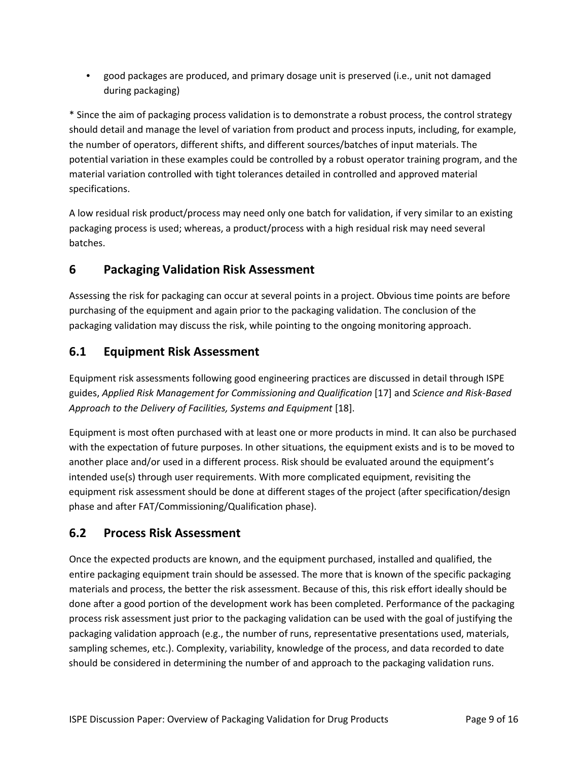- good packages are produced, and primary dosage unit is preserved (i.e., unit not damaged during packaging)

* Since the aim of packaging process validation is to demonstrate a robust process, the control strategy should detail and manage the level of variation from product and process inputs, including, for example, the number of operators, different shifts, and different sources/batches of input materials. The potential variation in these examples could be controlled by a robust operator training program, and the material variation controlled with tight tolerances detailed in controlled and approved material specifications.

A low residual risk product/process may need only one batch for validation, if very similar to an existing packaging process is used; whereas, a product/process with a high residual risk may need several batches.

## 6 Packaging Validation Risk Assessment

Assessing the risk for packaging can occur at several points in a project. Obvious time points are before purchasing of the equipment and again prior to the packaging validation. The conclusion of the packaging validation may discuss the risk, while pointing to the ongoing monitoring approach.

### 6.1 Equipment Risk Assessment

Equipment risk assessments following good engineering practices are discussed in detail through ISPE guides, *Applied Risk Management for Commissioning and Qualification* [17] and *Science and Risk-Based Approach to the Delivery of Facilities, Systems and Equipment* [18].

Equipment is most often purchased with at least one or more products in mind. It can also be purchased with the expectation of future purposes. In other situations, the equipment exists and is to be moved to another place and/or used in a different process. Risk should be evaluated around the equipment's intended use(s) through user requirements. With more complicated equipment, revisiting the equipment risk assessment should be done at different stages of the project (after specification/design phase and after FAT/Commissioning/Qualification phase).

### 6.2 Process Risk Assessment

Once the expected products are known, and the equipment purchased, installed and qualified, the entire packaging equipment train should be assessed. The more that is known of the specific packaging materials and process, the better the risk assessment. Because of this, this risk effort ideally should be done after a good portion of the development work has been completed. Performance of the packaging process risk assessment just prior to the packaging validation can be used with the goal of justifying the packaging validation approach (e.g., the number of runs, representative presentations used, materials, sampling schemes, etc.). Complexity, variability, knowledge of the process, and data recorded to date should be considered in determining the number of and approach to the packaging validation runs.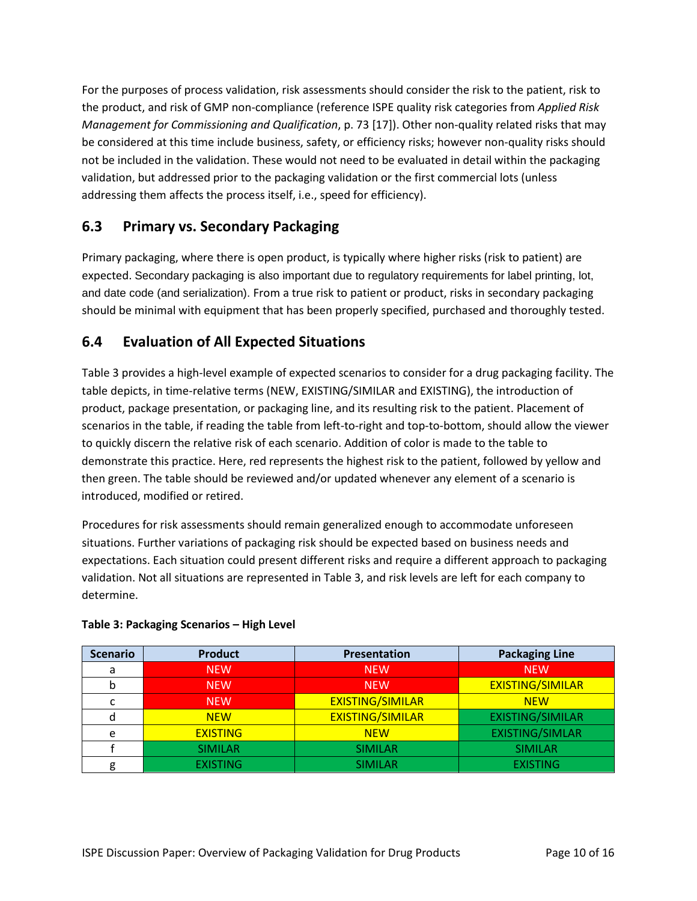For the purposes of process validation, risk assessments should consider the risk to the patient, risk to the product, and risk of GMP non-compliance (reference ISPE quality risk categories from *Applied Risk Management for Commissioning and Qualification*, p. 73 [17]). Other non-quality related risks that may be considered at this time include business, safety, or efficiency risks; however non-quality risks should not be included in the validation. These would not need to be evaluated in detail within the packaging validation, but addressed prior to the packaging validation or the first commercial lots (unless addressing them affects the process itself, i.e., speed for efficiency).

## 6.3 Primary vs. Secondary Packaging

Primary packaging, where there is open product, is typically where higher risks (risk to patient) are expected. Secondary packaging is also important due to regulatory requirements for label printing, lot, and date code (and serialization). From a true risk to patient or product, risks in secondary packaging should be minimal with equipment that has been properly specified, purchased and thoroughly tested.

## 6.4 Evaluation of All Expected Situations

Table 3 provides a high-level example of expected scenarios to consider for a drug packaging facility. The table depicts, in time-relative terms (NEW, EXISTING/SIMILAR and EXISTING), the introduction of product, package presentation, or packaging line, and its resulting risk to the patient. Placement of scenarios in the table, if reading the table from left-to-right and top-to-bottom, should allow the viewer to quickly discern the relative risk of each scenario. Addition of color is made to the table to demonstrate this practice. Here, red represents the highest risk to the patient, followed by yellow and then green. The table should be reviewed and/or updated whenever any element of a scenario is introduced, modified or retired.

Procedures for risk assessments should remain generalized enough to accommodate unforeseen situations. Further variations of packaging risk should be expected based on business needs and expectations. Each situation could present different risks and require a different approach to packaging validation. Not all situations are represented in Table 3, and risk levels are left for each company to determine.

**Table 3: Packaging Scenarios – High Level**

| Scenario | Product | Presentation | Packaging Line |
|---|---|---|---|
| a | NEW | NEW | NEW |
| b | NEW | NEW | EXISTING/SIMILAR |
| c | NEW | EXISTING/SIMILAR | NEW |
| d | NEW | EXISTING/SIMILAR | EXISTING/SIMILAR |
| e | EXISTING | NEW | EXISTING/SIMLAR |
| f | SIMILAR | SIMILAR | SIMILAR |
| g | EXISTING | SIMILAR | EXISTING |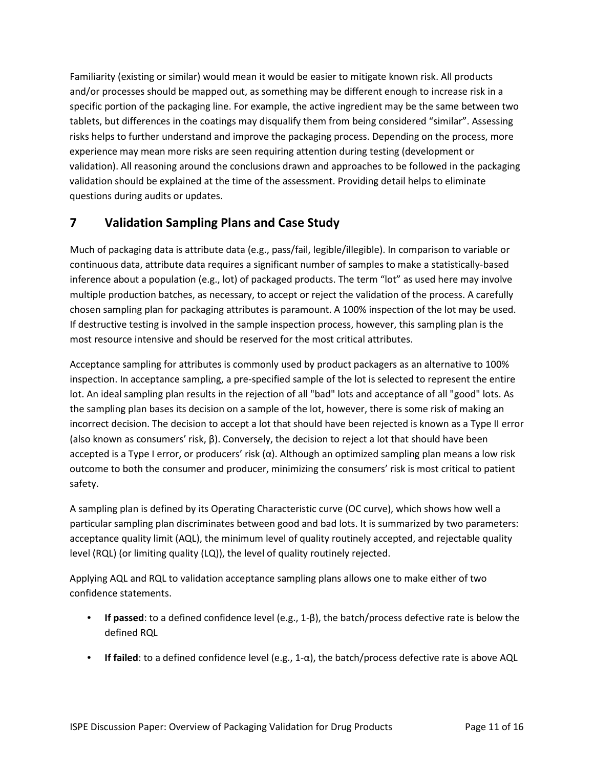Familiarity (existing or similar) would mean it would be easier to mitigate known risk. All products and/or processes should be mapped out, as something may be different enough to increase risk in a specific portion of the packaging line. For example, the active ingredient may be the same between two tablets, but differences in the coatings may disqualify them from being considered "similar". Assessing risks helps to further understand and improve the packaging process. Depending on the process, more experience may mean more risks are seen requiring attention during testing (development or validation). All reasoning around the conclusions drawn and approaches to be followed in the packaging validation should be explained at the time of the assessment. Providing detail helps to eliminate questions during audits or updates.

## 7 Validation Sampling Plans and Case Study

Much of packaging data is attribute data (e.g., pass/fail, legible/illegible). In comparison to variable or continuous data, attribute data requires a significant number of samples to make a statistically-based inference about a population (e.g., lot) of packaged products. The term "lot" as used here may involve multiple production batches, as necessary, to accept or reject the validation of the process. A carefully chosen sampling plan for packaging attributes is paramount. A 100% inspection of the lot may be used. If destructive testing is involved in the sample inspection process, however, this sampling plan is the most resource intensive and should be reserved for the most critical attributes.

Acceptance sampling for attributes is commonly used by product packagers as an alternative to 100% inspection. In acceptance sampling, a pre-specified sample of the lot is selected to represent the entire lot. An ideal sampling plan results in the rejection of all "bad" lots and acceptance of all "good" lots. As the sampling plan bases its decision on a sample of the lot, however, there is some risk of making an incorrect decision. The decision to accept a lot that should have been rejected is known as a Type II error (also known as consumers' risk, $\beta$). Conversely, the decision to reject a lot that should have been accepted is a Type I error, or producers' risk ($\alpha$). Although an optimized sampling plan means a low risk outcome to both the consumer and producer, minimizing the consumers' risk is most critical to patient safety.

A sampling plan is defined by its Operating Characteristic curve (OC curve), which shows how well a particular sampling plan discriminates between good and bad lots. It is summarized by two parameters: acceptance quality limit (AQL), the minimum level of quality routinely accepted, and rejectable quality level (RQL) (or limiting quality (LQ)), the level of quality routinely rejected.

Applying AQL and RQL to validation acceptance sampling plans allows one to make either of two confidence statements.

- **If passed**: to a defined confidence level (e.g., $1-\beta$), the batch/process defective rate is below the defined RQL
- **If failed**: to a defined confidence level (e.g., $1-\alpha$), the batch/process defective rate is above AQL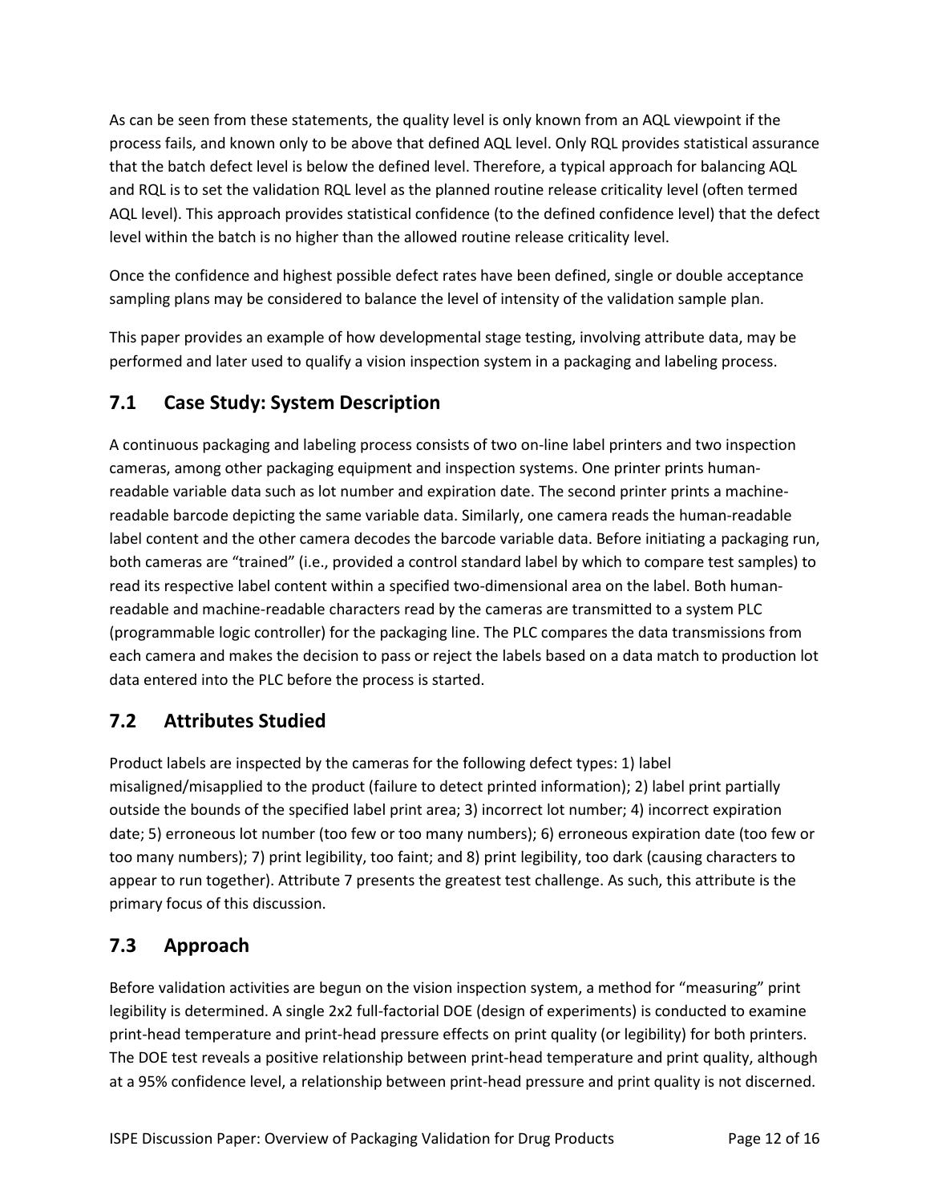As can be seen from these statements, the quality level is only known from an AQL viewpoint if the process fails, and known only to be above that defined AQL level. Only RQL provides statistical assurance that the batch defect level is below the defined level. Therefore, a typical approach for balancing AQL and RQL is to set the validation RQL level as the planned routine release criticality level (often termed AQL level). This approach provides statistical confidence (to the defined confidence level) that the defect level within the batch is no higher than the allowed routine release criticality level.

Once the confidence and highest possible defect rates have been defined, single or double acceptance sampling plans may be considered to balance the level of intensity of the validation sample plan.

This paper provides an example of how developmental stage testing, involving attribute data, may be performed and later used to qualify a vision inspection system in a packaging and labeling process.

## 7.1 Case Study: System Description

A continuous packaging and labeling process consists of two on-line label printers and two inspection cameras, among other packaging equipment and inspection systems. One printer prints human-readable variable data such as lot number and expiration date. The second printer prints a machine-readable barcode depicting the same variable data. Similarly, one camera reads the human-readable label content and the other camera decodes the barcode variable data. Before initiating a packaging run, both cameras are "trained" (i.e., provided a control standard label by which to compare test samples) to read its respective label content within a specified two-dimensional area on the label. Both human-readable and machine-readable characters read by the cameras are transmitted to a system PLC (programmable logic controller) for the packaging line. The PLC compares the data transmissions from each camera and makes the decision to pass or reject the labels based on a data match to production lot data entered into the PLC before the process is started.

## 7.2 Attributes Studied

Product labels are inspected by the cameras for the following defect types: 1) label misaligned/misapplied to the product (failure to detect printed information); 2) label print partially outside the bounds of the specified label print area; 3) incorrect lot number; 4) incorrect expiration date; 5) erroneous lot number (too few or too many numbers); 6) erroneous expiration date (too few or too many numbers); 7) print legibility, too faint; and 8) print legibility, too dark (causing characters to appear to run together). Attribute 7 presents the greatest test challenge. As such, this attribute is the primary focus of this discussion.

## 7.3 Approach

Before validation activities are begun on the vision inspection system, a method for "measuring" print legibility is determined. A single 2x2 full-factorial DOE (design of experiments) is conducted to examine print-head temperature and print-head pressure effects on print quality (or legibility) for both printers. The DOE test reveals a positive relationship between print-head temperature and print quality, although at a 95% confidence level, a relationship between print-head pressure and print quality is not discerned.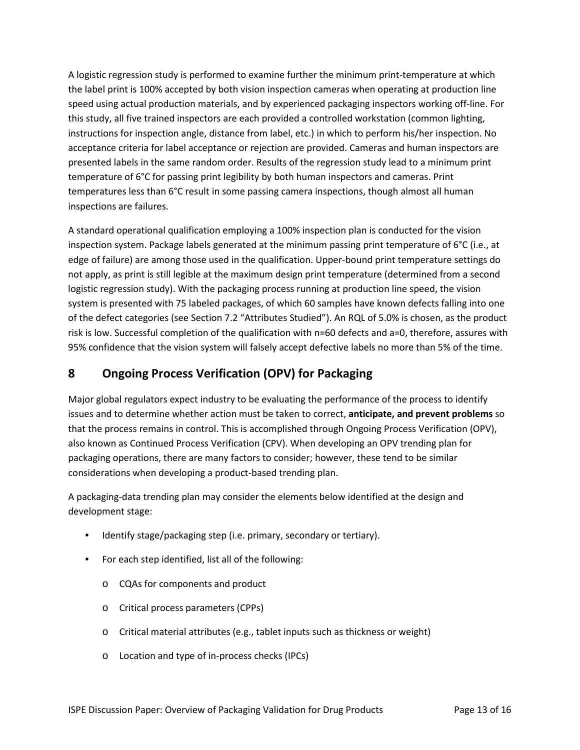A logistic regression study is performed to examine further the minimum print-temperature at which the label print is 100% accepted by both vision inspection cameras when operating at production line speed using actual production materials, and by experienced packaging inspectors working off-line. For this study, all five trained inspectors are each provided a controlled workstation (common lighting, instructions for inspection angle, distance from label, etc.) in which to perform his/her inspection. No acceptance criteria for label acceptance or rejection are provided. Cameras and human inspectors are presented labels in the same random order. Results of the regression study lead to a minimum print temperature of 6°C for passing print legibility by both human inspectors and cameras. Print temperatures less than 6°C result in some passing camera inspections, though almost all human inspections are failures.

A standard operational qualification employing a 100% inspection plan is conducted for the vision inspection system. Package labels generated at the minimum passing print temperature of 6°C (i.e., at edge of failure) are among those used in the qualification. Upper-bound print temperature settings do not apply, as print is still legible at the maximum design print temperature (determined from a second logistic regression study). With the packaging process running at production line speed, the vision system is presented with 75 labeled packages, of which 60 samples have known defects falling into one of the defect categories (see Section 7.2 "Attributes Studied"). An RQL of 5.0% is chosen, as the product risk is low. Successful completion of the qualification with n=60 defects and a=0, therefore, assures with 95% confidence that the vision system will falsely accept defective labels no more than 5% of the time.

## 8 Ongoing Process Verification (OPV) for Packaging

Major global regulators expect industry to be evaluating the performance of the process to identify issues and to determine whether action must be taken to correct, **anticipate, and prevent problems** so that the process remains in control. This is accomplished through Ongoing Process Verification (OPV), also known as Continued Process Verification (CPV). When developing an OPV trending plan for packaging operations, there are many factors to consider; however, these tend to be similar considerations when developing a product-based trending plan.

A packaging-data trending plan may consider the elements below identified at the design and development stage:

- Identify stage/packaging step (i.e. primary, secondary or tertiary).
- For each step identified, list all of the following:
  - CQAs for components and product
  - Critical process parameters (CPPs)
  - Critical material attributes (e.g., tablet inputs such as thickness or weight)
  - Location and type of in-process checks (IPCs)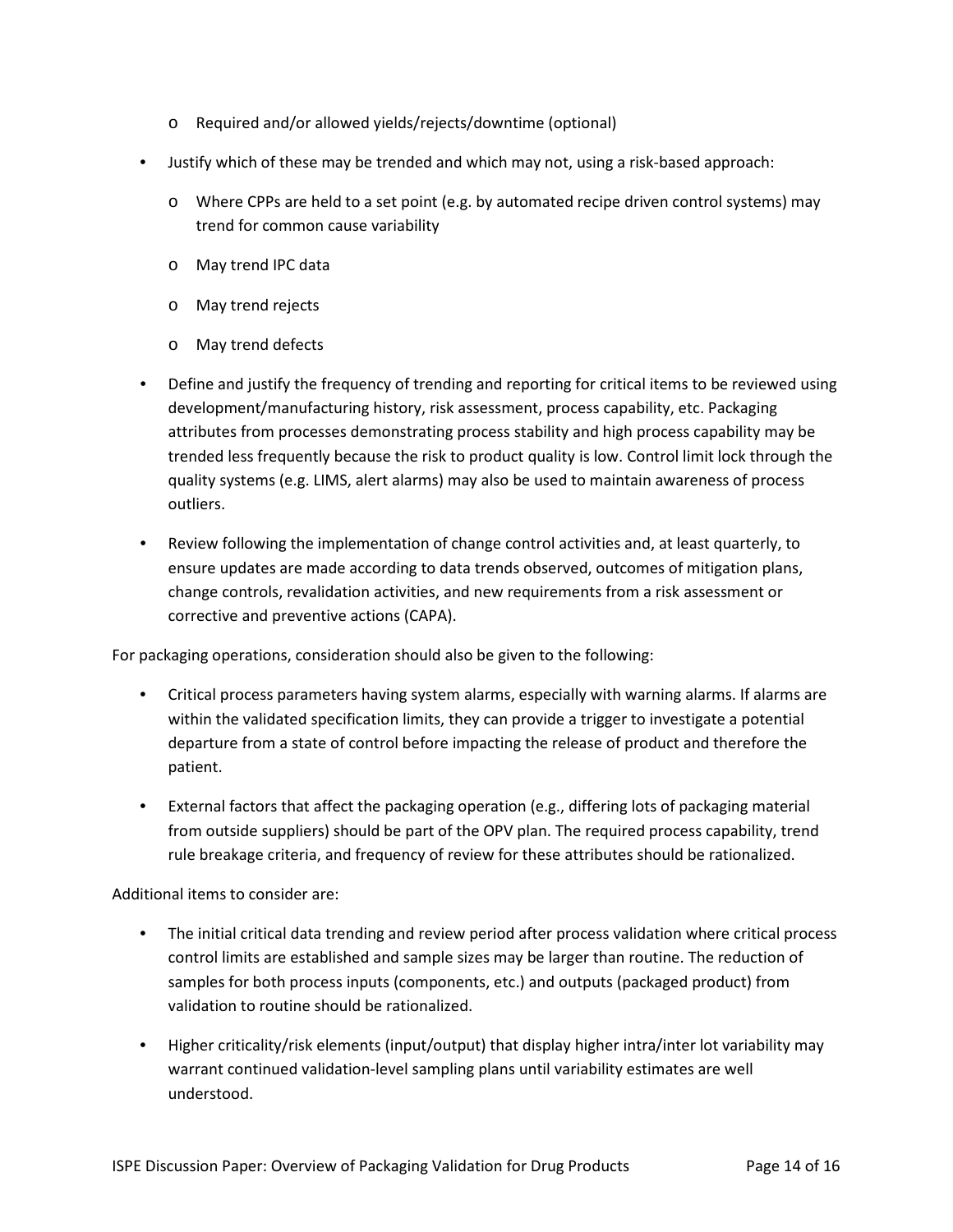- Required and/or allowed yields/rejects/downtime (optional)

- Justify which of these may be trended and which may not, using a risk-based approach:
  - Where CPPs are held to a set point (e.g. by automated recipe driven control systems) may trend for common cause variability
  - May trend IPC data
  - May trend rejects
  - May trend defects

- Define and justify the frequency of trending and reporting for critical items to be reviewed using development/manufacturing history, risk assessment, process capability, etc. Packaging attributes from processes demonstrating process stability and high process capability may be trended less frequently because the risk to product quality is low. Control limit lock through the quality systems (e.g. LIMS, alert alarms) may also be used to maintain awareness of process outliers.

- Review following the implementation of change control activities and, at least quarterly, to ensure updates are made according to data trends observed, outcomes of mitigation plans, change controls, revalidation activities, and new requirements from a risk assessment or corrective and preventive actions (CAPA).

For packaging operations, consideration should also be given to the following:

- Critical process parameters having system alarms, especially with warning alarms. If alarms are within the validated specification limits, they can provide a trigger to investigate a potential departure from a state of control before impacting the release of product and therefore the patient.

- External factors that affect the packaging operation (e.g., differing lots of packaging material from outside suppliers) should be part of the OPV plan. The required process capability, trend rule breakage criteria, and frequency of review for these attributes should be rationalized.

Additional items to consider are:

- The initial critical data trending and review period after process validation where critical process control limits are established and sample sizes may be larger than routine. The reduction of samples for both process inputs (components, etc.) and outputs (packaged product) from validation to routine should be rationalized.

- Higher criticality/risk elements (input/output) that display higher intra/inter lot variability may warrant continued validation-level sampling plans until variability estimates are well understood.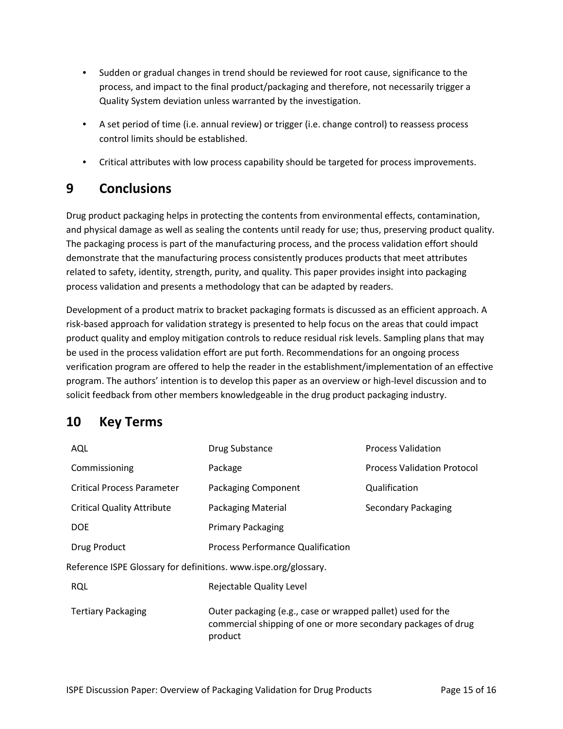- Sudden or gradual changes in trend should be reviewed for root cause, significance to the process, and impact to the final product/packaging and therefore, not necessarily trigger a Quality System deviation unless warranted by the investigation.
- A set period of time (i.e. annual review) or trigger (i.e. change control) to reassess process control limits should be established.
- Critical attributes with low process capability should be targeted for process improvements.

# 9 Conclusions

Drug product packaging helps in protecting the contents from environmental effects, contamination, and physical damage as well as sealing the contents until ready for use; thus, preserving product quality. The packaging process is part of the manufacturing process, and the process validation effort should demonstrate that the manufacturing process consistently produces products that meet attributes related to safety, identity, strength, purity, and quality. This paper provides insight into packaging process validation and presents a methodology that can be adapted by readers.

Development of a product matrix to bracket packaging formats is discussed as an efficient approach. A risk-based approach for validation strategy is presented to help focus on the areas that could impact product quality and employ mitigation controls to reduce residual risk levels. Sampling plans that may be used in the process validation effort are put forth. Recommendations for an ongoing process verification program are offered to help the reader in the establishment/implementation of an effective program. The authors' intention is to develop this paper as an overview or high-level discussion and to solicit feedback from other members knowledgeable in the drug product packaging industry.

# 10 Key Terms

| | | |
|---|---|---|
| AQL | Drug Substance | Process Validation |
| Commissioning | Package | Process Validation Protocol |
| Critical Process Parameter | Packaging Component | Qualification |
| Critical Quality Attribute | Packaging Material | Secondary Packaging |
| DOE | Primary Packaging | |
| Drug Product | Process Performance Qualification | |

Reference ISPE Glossary for definitions. www.ispe.org/glossary.

| | |
|---|---|
| RQL | Rejectable Quality Level |
| Tertiary Packaging | Outer packaging (e.g., case or wrapped pallet) used for the commercial shipping of one or more secondary packages of drug product |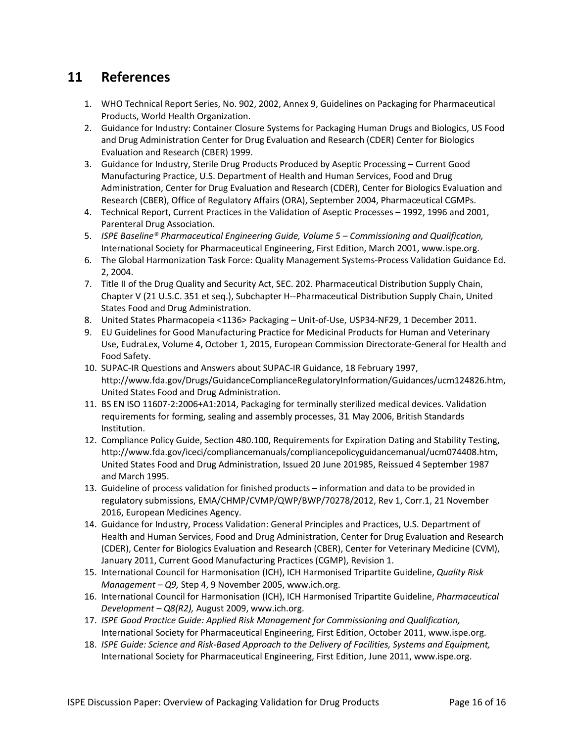# 11 References

1. WHO Technical Report Series, No. 902, 2002, Annex 9, Guidelines on Packaging for Pharmaceutical Products, World Health Organization.
2. Guidance for Industry: Container Closure Systems for Packaging Human Drugs and Biologics, US Food and Drug Administration Center for Drug Evaluation and Research (CDER) Center for Biologics Evaluation and Research (CBER) 1999.
3. Guidance for Industry, Sterile Drug Products Produced by Aseptic Processing – Current Good Manufacturing Practice, U.S. Department of Health and Human Services, Food and Drug Administration, Center for Drug Evaluation and Research (CDER), Center for Biologics Evaluation and Research (CBER), Office of Regulatory Affairs (ORA), September 2004, Pharmaceutical CGMPs.
4. Technical Report, Current Practices in the Validation of Aseptic Processes – 1992, 1996 and 2001, Parenteral Drug Association.
5. *ISPE Baseline® Pharmaceutical Engineering Guide, Volume 5 – Commissioning and Qualification,* International Society for Pharmaceutical Engineering, First Edition, March 2001, www.ispe.org.
6. The Global Harmonization Task Force: Quality Management Systems-Process Validation Guidance Ed. 2, 2004.
7. Title II of the Drug Quality and Security Act, SEC. 202. Pharmaceutical Distribution Supply Chain, Chapter V (21 U.S.C. 351 et seq.), Subchapter H--Pharmaceutical Distribution Supply Chain, United States Food and Drug Administration.
8. United States Pharmacopeia <1136> Packaging – Unit-of-Use, USP34-NF29, 1 December 2011.
9. EU Guidelines for Good Manufacturing Practice for Medicinal Products for Human and Veterinary Use, EudraLex, Volume 4, October 1, 2015, European Commission Directorate-General for Health and Food Safety.
10. SUPAC-IR Questions and Answers about SUPAC-IR Guidance, 18 February 1997, http://www.fda.gov/Drugs/GuidanceComplianceRegulatoryInformation/Guidances/ucm124826.htm, United States Food and Drug Administration.
11. BS EN ISO 11607-2:2006+A1:2014, Packaging for terminally sterilized medical devices. Validation requirements for forming, sealing and assembly processes, 31 May 2006, British Standards Institution.
12. Compliance Policy Guide, Section 480.100, Requirements for Expiration Dating and Stability Testing, http://www.fda.gov/iceci/compliancemanuals/compliancepolicyguidancemanual/ucm074408.htm, United States Food and Drug Administration, Issued 20 June 201985, Reissued 4 September 1987 and March 1995.
13. Guideline of process validation for finished products – information and data to be provided in regulatory submissions, EMA/CHMP/CVMP/QWP/BWP/70278/2012, Rev 1, Corr.1, 21 November 2016, European Medicines Agency.
14. Guidance for Industry, Process Validation: General Principles and Practices, U.S. Department of Health and Human Services, Food and Drug Administration, Center for Drug Evaluation and Research (CDER), Center for Biologics Evaluation and Research (CBER), Center for Veterinary Medicine (CVM), January 2011, Current Good Manufacturing Practices (CGMP), Revision 1.
15. International Council for Harmonisation (ICH), ICH Harmonised Tripartite Guideline, *Quality Risk Management – Q9,* Step 4, 9 November 2005, www.ich.org.
16. International Council for Harmonisation (ICH), ICH Harmonised Tripartite Guideline, *Pharmaceutical Development – Q8(R2),* August 2009, www.ich.org.
17. *ISPE Good Practice Guide: Applied Risk Management for Commissioning and Qualification,* International Society for Pharmaceutical Engineering, First Edition, October 2011, www.ispe.org.
18. *ISPE Guide: Science and Risk-Based Approach to the Delivery of Facilities, Systems and Equipment,* International Society for Pharmaceutical Engineering, First Edition, June 2011, www.ispe.org.